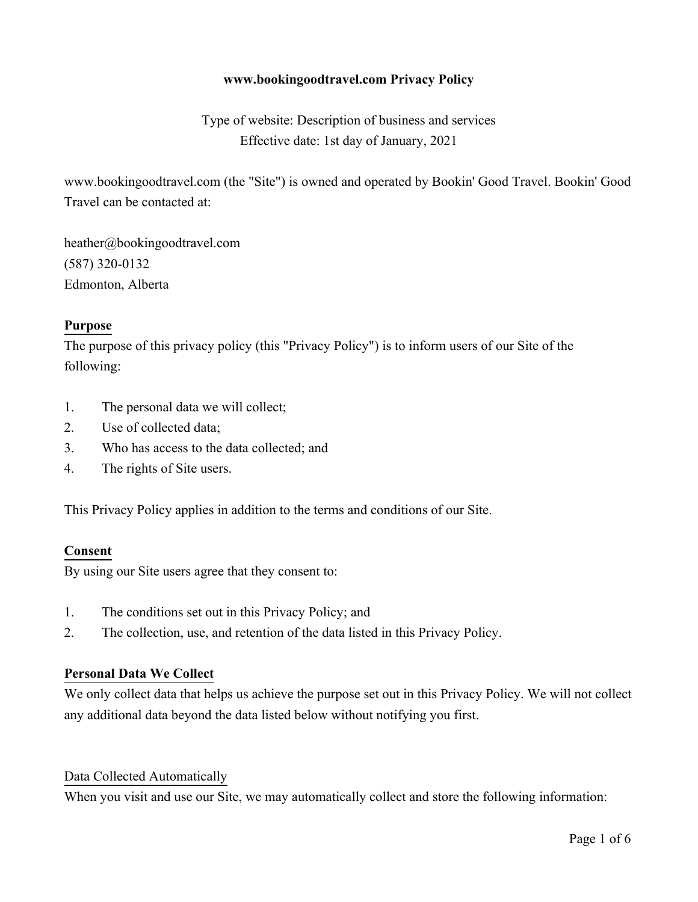**www.bookingoodtravel.com Privacy Policy**

Type of website: Description of business and services
Effective date: 1st day of January, 2021

www.bookingoodtravel.com (the "Site") is owned and operated by Bookin' Good Travel. Bookin' Good Travel can be contacted at:

heather@bookingoodtravel.com
(587) 320-0132
Edmonton, Alberta

## Purpose

The purpose of this privacy policy (this "Privacy Policy") is to inform users of our Site of the following:

1. The personal data we will collect;
2. Use of collected data;
3. Who has access to the data collected; and
4. The rights of Site users.

This Privacy Policy applies in addition to the terms and conditions of our Site.

## Consent

By using our Site users agree that they consent to:

1. The conditions set out in this Privacy Policy; and
2. The collection, use, and retention of the data listed in this Privacy Policy.

## Personal Data We Collect

We only collect data that helps us achieve the purpose set out in this Privacy Policy. We will not collect any additional data beyond the data listed below without notifying you first.

### Data Collected Automatically

When you visit and use our Site, we may automatically collect and store the following information: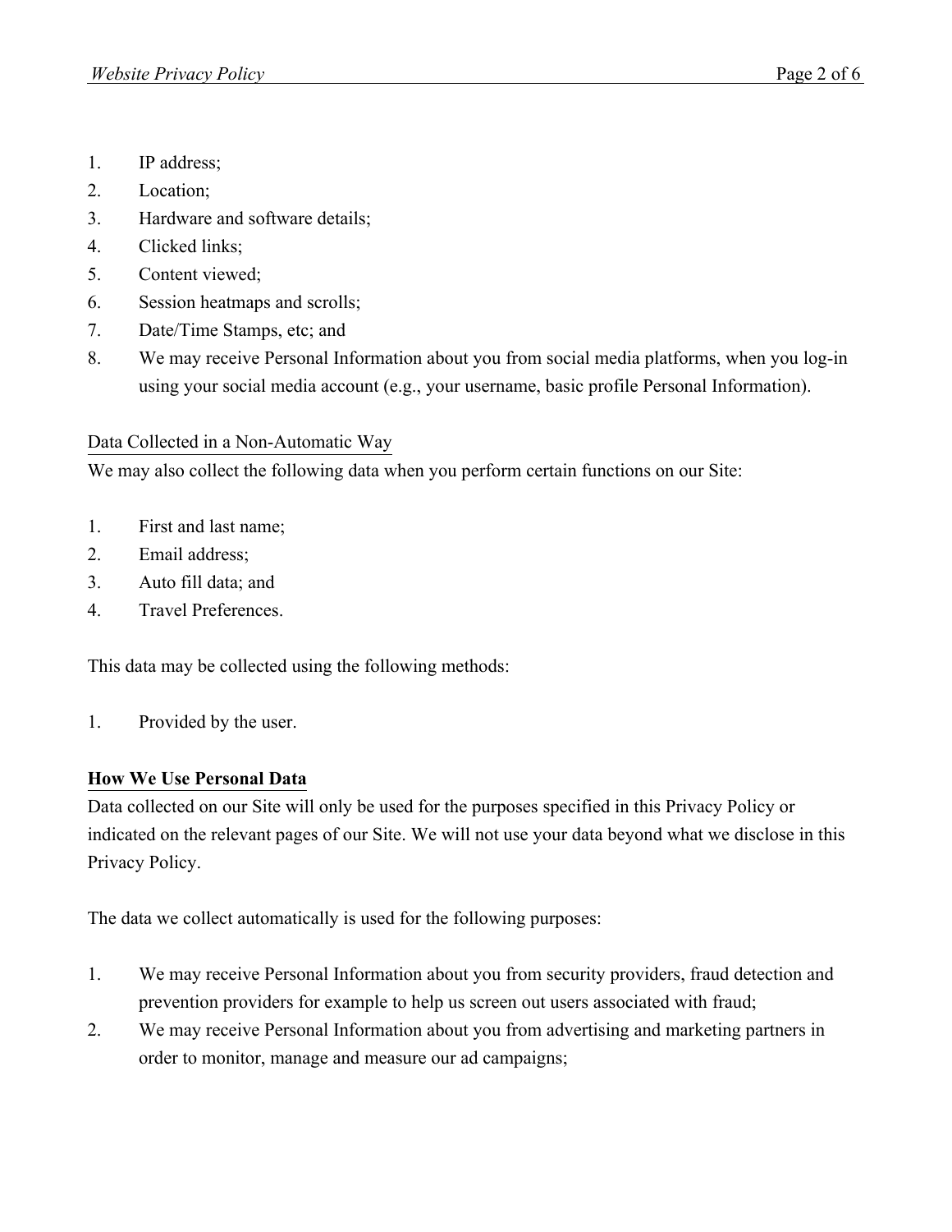1. IP address;
2. Location;
3. Hardware and software details;
4. Clicked links;
5. Content viewed;
6. Session heatmaps and scrolls;
7. Date/Time Stamps, etc; and
8. We may receive Personal Information about you from social media platforms, when you log-in using your social media account (e.g., your username, basic profile Personal Information).

Data Collected in a Non-Automatic Way

We may also collect the following data when you perform certain functions on our Site:

1. First and last name;
2. Email address;
3. Auto fill data; and
4. Travel Preferences.

This data may be collected using the following methods:

1. Provided by the user.

**How We Use Personal Data**

Data collected on our Site will only be used for the purposes specified in this Privacy Policy or indicated on the relevant pages of our Site. We will not use your data beyond what we disclose in this Privacy Policy.

The data we collect automatically is used for the following purposes:

1. We may receive Personal Information about you from security providers, fraud detection and prevention providers for example to help us screen out users associated with fraud;
2. We may receive Personal Information about you from advertising and marketing partners in order to monitor, manage and measure our ad campaigns;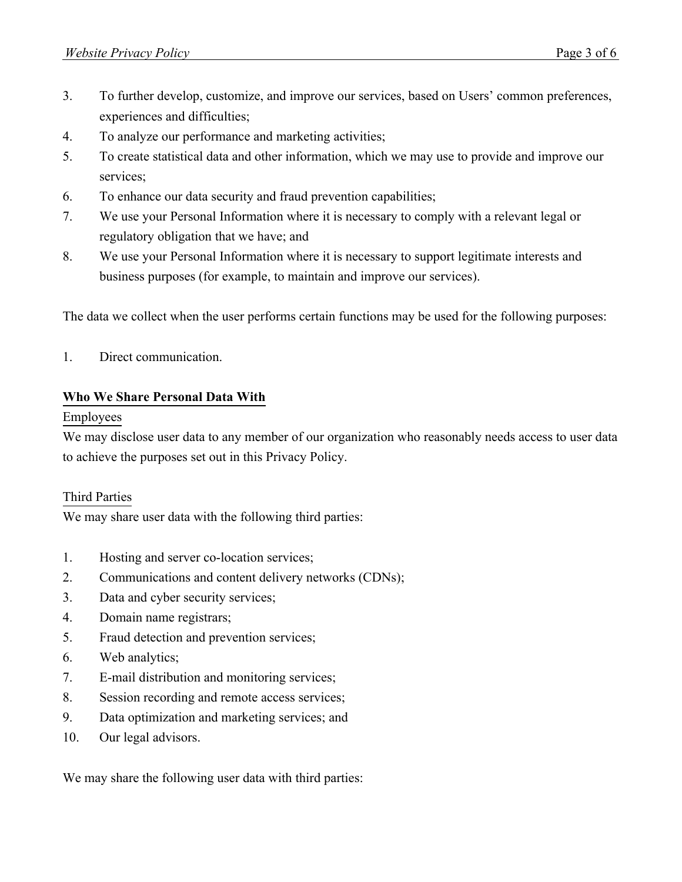3. To further develop, customize, and improve our services, based on Users' common preferences, experiences and difficulties;
4. To analyze our performance and marketing activities;
5. To create statistical data and other information, which we may use to provide and improve our services;
6. To enhance our data security and fraud prevention capabilities;
7. We use your Personal Information where it is necessary to comply with a relevant legal or regulatory obligation that we have; and
8. We use your Personal Information where it is necessary to support legitimate interests and business purposes (for example, to maintain and improve our services).

The data we collect when the user performs certain functions may be used for the following purposes:

1. Direct communication.

## Who We Share Personal Data With

### Employees

We may disclose user data to any member of our organization who reasonably needs access to user data to achieve the purposes set out in this Privacy Policy.

### Third Parties

We may share user data with the following third parties:

1. Hosting and server co-location services;
2. Communications and content delivery networks (CDNs);
3. Data and cyber security services;
4. Domain name registrars;
5. Fraud detection and prevention services;
6. Web analytics;
7. E-mail distribution and monitoring services;
8. Session recording and remote access services;
9. Data optimization and marketing services; and
10. Our legal advisors.

We may share the following user data with third parties: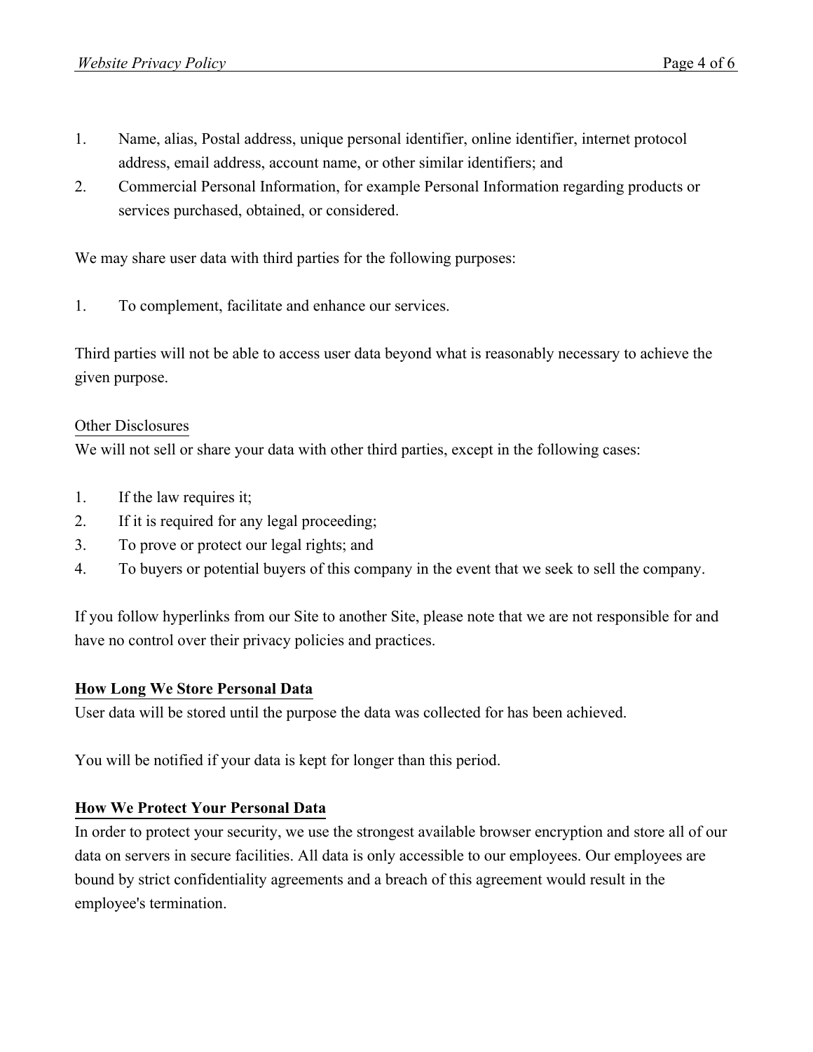1. Name, alias, Postal address, unique personal identifier, online identifier, internet protocol address, email address, account name, or other similar identifiers; and
2. Commercial Personal Information, for example Personal Information regarding products or services purchased, obtained, or considered.

We may share user data with third parties for the following purposes:

1. To complement, facilitate and enhance our services.

Third parties will not be able to access user data beyond what is reasonably necessary to achieve the given purpose.

Other Disclosures

We will not sell or share your data with other third parties, except in the following cases:

1. If the law requires it;
2. If it is required for any legal proceeding;
3. To prove or protect our legal rights; and
4. To buyers or potential buyers of this company in the event that we seek to sell the company.

If you follow hyperlinks from our Site to another Site, please note that we are not responsible for and have no control over their privacy policies and practices.

## How Long We Store Personal Data

User data will be stored until the purpose the data was collected for has been achieved.

You will be notified if your data is kept for longer than this period.

## How We Protect Your Personal Data

In order to protect your security, we use the strongest available browser encryption and store all of our data on servers in secure facilities. All data is only accessible to our employees. Our employees are bound by strict confidentiality agreements and a breach of this agreement would result in the employee's termination.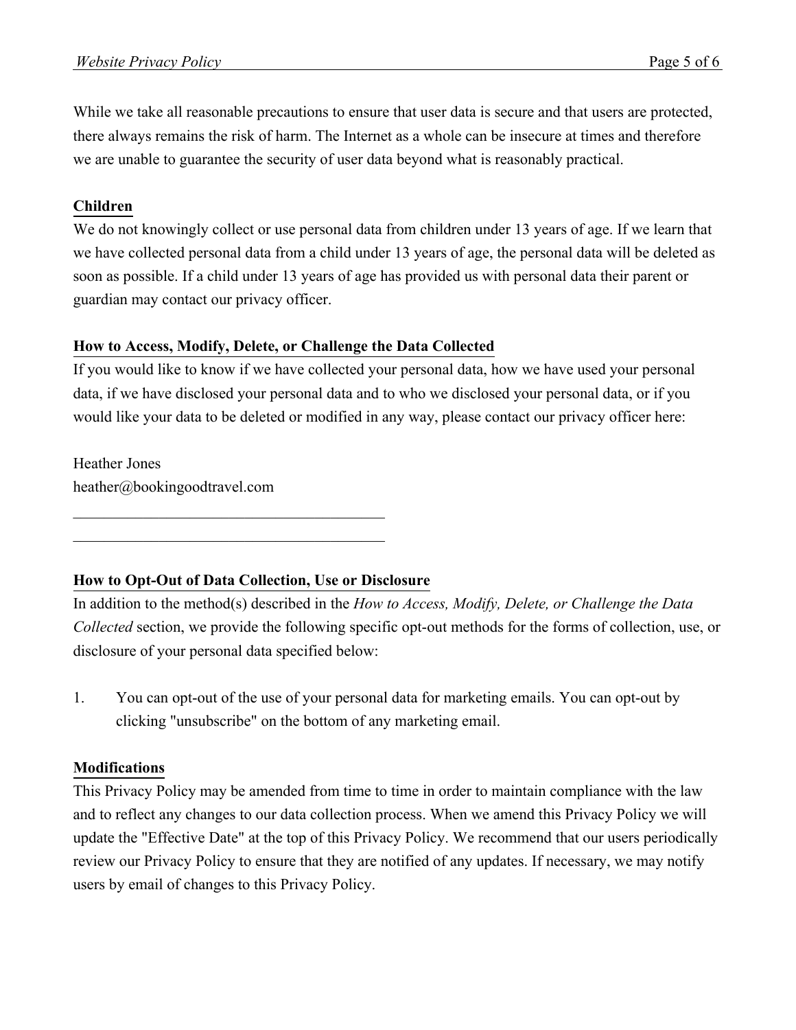While we take all reasonable precautions to ensure that user data is secure and that users are protected, there always remains the risk of harm. The Internet as a whole can be insecure at times and therefore we are unable to guarantee the security of user data beyond what is reasonably practical.

## Children

We do not knowingly collect or use personal data from children under 13 years of age. If we learn that we have collected personal data from a child under 13 years of age, the personal data will be deleted as soon as possible. If a child under 13 years of age has provided us with personal data their parent or guardian may contact our privacy officer.

## How to Access, Modify, Delete, or Challenge the Data Collected

If you would like to know if we have collected your personal data, how we have used your personal data, if we have disclosed your personal data and to who we disclosed your personal data, or if you would like your data to be deleted or modified in any way, please contact our privacy officer here:

Heather Jones
heather@bookingoodtravel.com

_______________________________________

_______________________________________

## How to Opt-Out of Data Collection, Use or Disclosure

In addition to the method(s) described in the *How to Access, Modify, Delete, or Challenge the Data Collected* section, we provide the following specific opt-out methods for the forms of collection, use, or disclosure of your personal data specified below:

1. You can opt-out of the use of your personal data for marketing emails. You can opt-out by clicking "unsubscribe" on the bottom of any marketing email.

## Modifications

This Privacy Policy may be amended from time to time in order to maintain compliance with the law and to reflect any changes to our data collection process. When we amend this Privacy Policy we will update the "Effective Date" at the top of this Privacy Policy. We recommend that our users periodically review our Privacy Policy to ensure that they are notified of any updates. If necessary, we may notify users by email of changes to this Privacy Policy.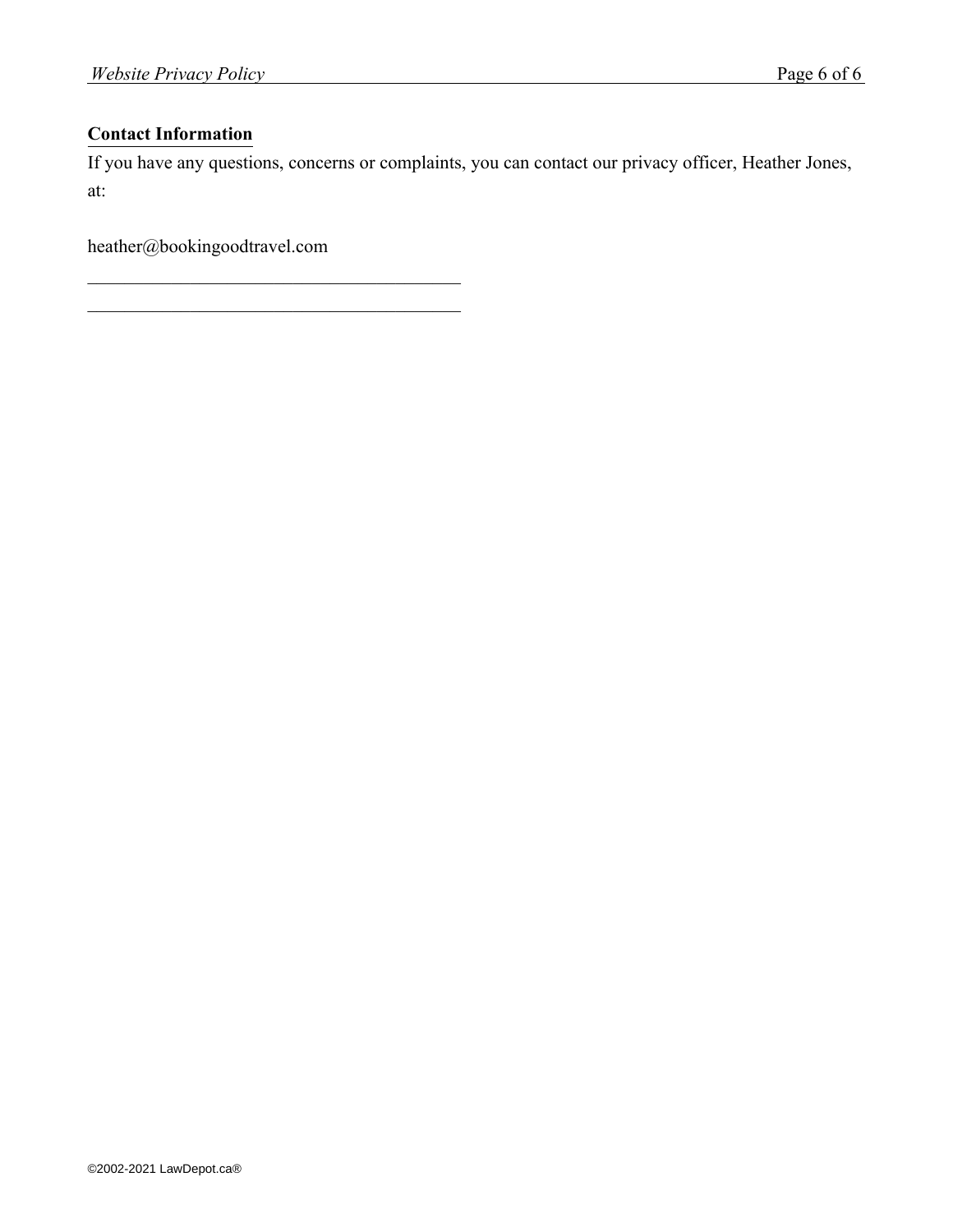## Contact Information

If you have any questions, concerns or complaints, you can contact our privacy officer, Heather Jones, at:

heather@bookingoodtravel.com

\_\_\_\_\_\_\_\_\_\_\_\_\_\_\_\_\_\_\_\_\_\_\_\_\_\_\_\_\_\_\_\_\_\_\_\_\_\_\_\_

\_\_\_\_\_\_\_\_\_\_\_\_\_\_\_\_\_\_\_\_\_\_\_\_\_\_\_\_\_\_\_\_\_\_\_\_\_\_\_\_

©2002-2021 LawDepot.ca®